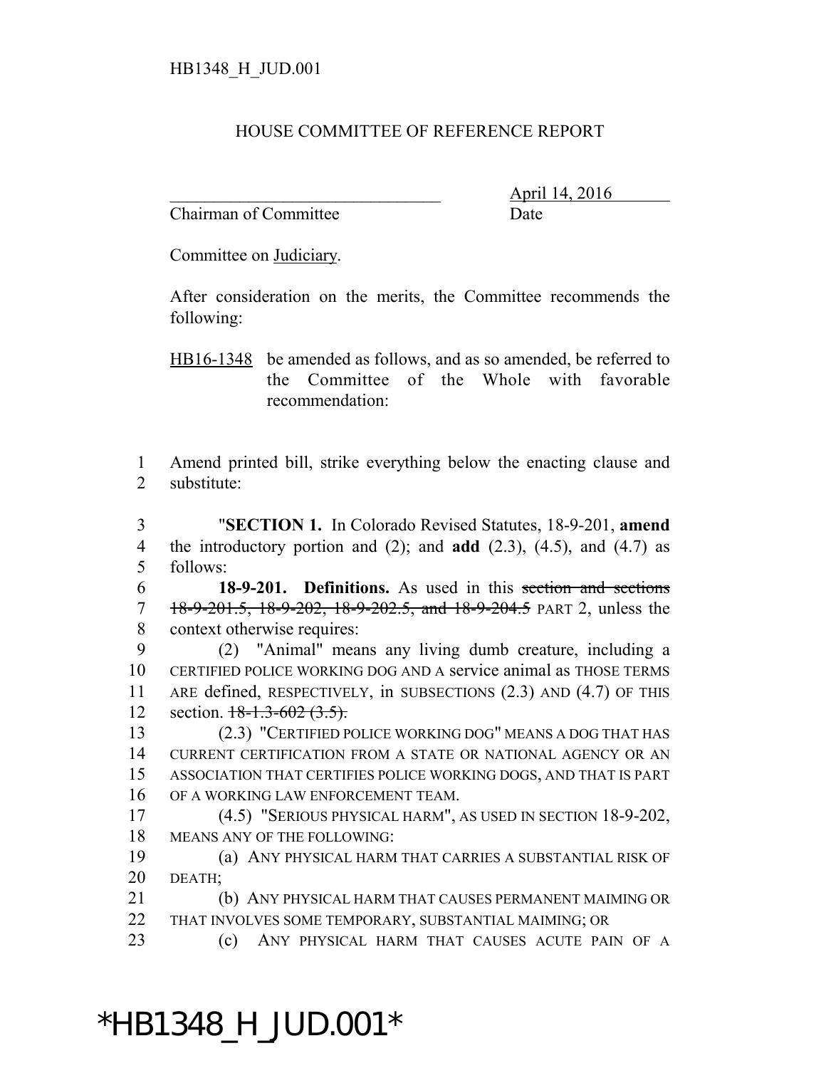HB1348_H_JUD.001

HOUSE COMMITTEE OF REFERENCE REPORT

_______________________________ April 14, 2016
Chairman of Committee Date

Committee on Judiciary.

After consideration on the merits, the Committee recommends the following:

HB16-1348 be amended as follows, and as so amended, be referred to the Committee of the Whole with favorable recommendation:

1 Amend printed bill, strike everything below the enacting clause and
2 substitute:

3 "**SECTION 1.** In Colorado Revised Statutes, 18-9-201, **amend**
4 the introductory portion and (2); and **add** (2.3), (4.5), and (4.7) as
5 follows:

6 **18-9-201. Definitions.** As used in this ~~section and sections~~
7 ~~18-9-201.5, 18-9-202, 18-9-202.5, and 18-9-204.5~~ PART 2, unless the
8 context otherwise requires:

9 (2) "Animal" means any living dumb creature, including a
10 CERTIFIED POLICE WORKING DOG AND A service animal as THOSE TERMS
11 ARE defined, RESPECTIVELY, in SUBSECTIONS (2.3) AND (4.7) OF THIS
12 section. ~~18-1.3-602 (3.5).~~

13 (2.3) "CERTIFIED POLICE WORKING DOG" MEANS A DOG THAT HAS
14 CURRENT CERTIFICATION FROM A STATE OR NATIONAL AGENCY OR AN
15 ASSOCIATION THAT CERTIFIES POLICE WORKING DOGS, AND THAT IS PART
16 OF A WORKING LAW ENFORCEMENT TEAM.

17 (4.5) "SERIOUS PHYSICAL HARM", AS USED IN SECTION 18-9-202,
18 MEANS ANY OF THE FOLLOWING:

19 (a) ANY PHYSICAL HARM THAT CARRIES A SUBSTANTIAL RISK OF
20 DEATH;

21 (b) ANY PHYSICAL HARM THAT CAUSES PERMANENT MAIMING OR
22 THAT INVOLVES SOME TEMPORARY, SUBSTANTIAL MAIMING; OR

23 (c) ANY PHYSICAL HARM THAT CAUSES ACUTE PAIN OF A

*HB1348_H_JUD.001*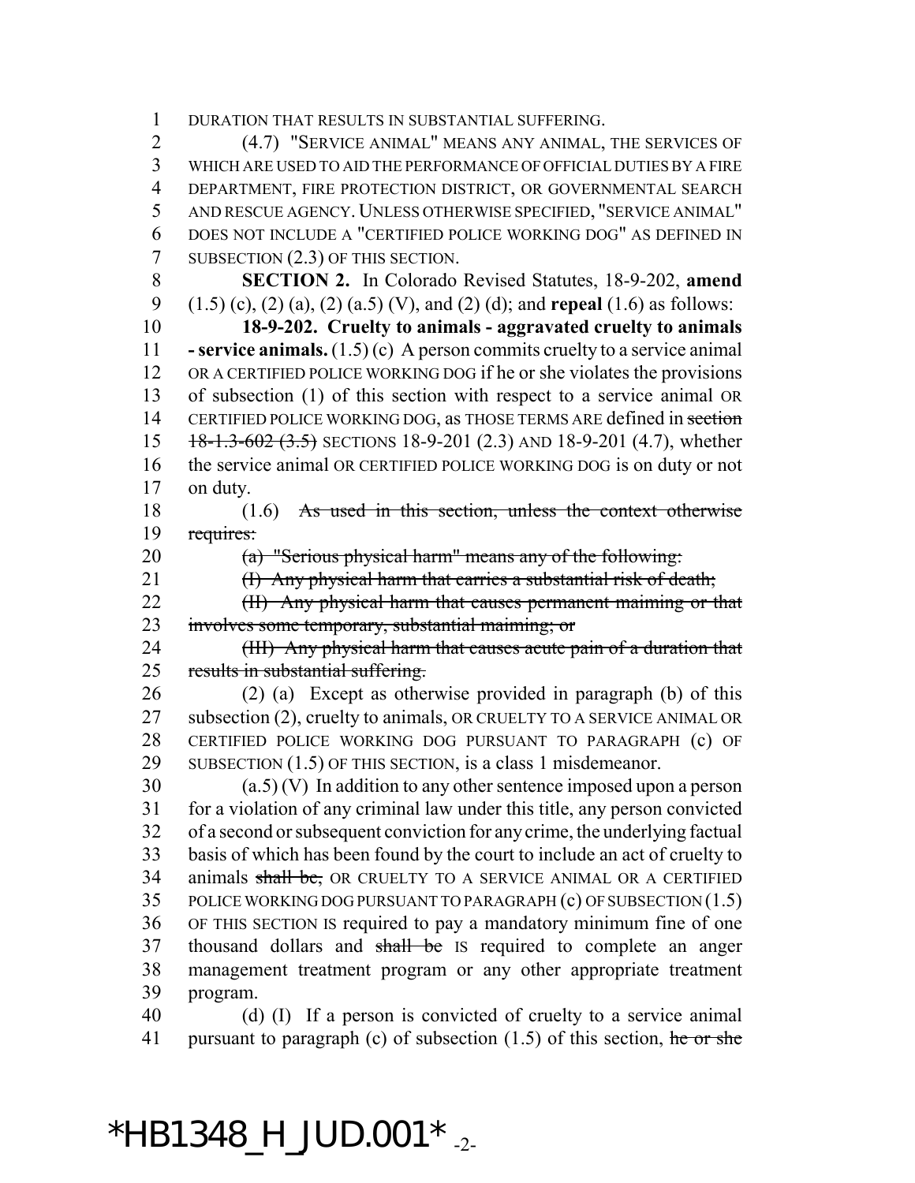DURATION THAT RESULTS IN SUBSTANTIAL SUFFERING.

(4.7) "SERVICE ANIMAL" MEANS ANY ANIMAL, THE SERVICES OF WHICH ARE USED TO AID THE PERFORMANCE OF OFFICIAL DUTIES BY A FIRE DEPARTMENT, FIRE PROTECTION DISTRICT, OR GOVERNMENTAL SEARCH AND RESCUE AGENCY. UNLESS OTHERWISE SPECIFIED, "SERVICE ANIMAL" DOES NOT INCLUDE A "CERTIFIED POLICE WORKING DOG" AS DEFINED IN SUBSECTION (2.3) OF THIS SECTION.

**SECTION 2.** In Colorado Revised Statutes, 18-9-202, **amend** (1.5) (c), (2) (a), (2) (a.5) (V), and (2) (d); and **repeal** (1.6) as follows:

**18-9-202. Cruelty to animals - aggravated cruelty to animals - service animals.** (1.5) (c) A person commits cruelty to a service animal OR A CERTIFIED POLICE WORKING DOG if he or she violates the provisions of subsection (1) of this section with respect to a service animal OR CERTIFIED POLICE WORKING DOG, as THOSE TERMS ARE defined in ~~section 18-1.3-602 (3.5)~~ SECTIONS 18-9-201 (2.3) AND 18-9-201 (4.7), whether the service animal OR CERTIFIED POLICE WORKING DOG is on duty or not on duty.

(1.6) ~~As used in this section, unless the context otherwise requires:~~

~~(a) "Serious physical harm" means any of the following:~~

~~(I) Any physical harm that carries a substantial risk of death;~~

~~(II) Any physical harm that causes permanent maiming or that involves some temporary, substantial maiming; or~~

~~(III) Any physical harm that causes acute pain of a duration that results in substantial suffering.~~

(2) (a) Except as otherwise provided in paragraph (b) of this subsection (2), cruelty to animals, OR CRUELTY TO A SERVICE ANIMAL OR CERTIFIED POLICE WORKING DOG PURSUANT TO PARAGRAPH (c) OF SUBSECTION (1.5) OF THIS SECTION, is a class 1 misdemeanor.

(a.5) (V) In addition to any other sentence imposed upon a person for a violation of any criminal law under this title, any person convicted of a second or subsequent conviction for any crime, the underlying factual basis of which has been found by the court to include an act of cruelty to animals ~~shall be,~~ OR CRUELTY TO A SERVICE ANIMAL OR A CERTIFIED POLICE WORKING DOG PURSUANT TO PARAGRAPH (c) OF SUBSECTION (1.5) OF THIS SECTION IS required to pay a mandatory minimum fine of one thousand dollars and ~~shall be~~ IS required to complete an anger management treatment program or any other appropriate treatment program.

(d) (I) If a person is convicted of cruelty to a service animal pursuant to paragraph (c) of subsection (1.5) of this section, ~~he or she~~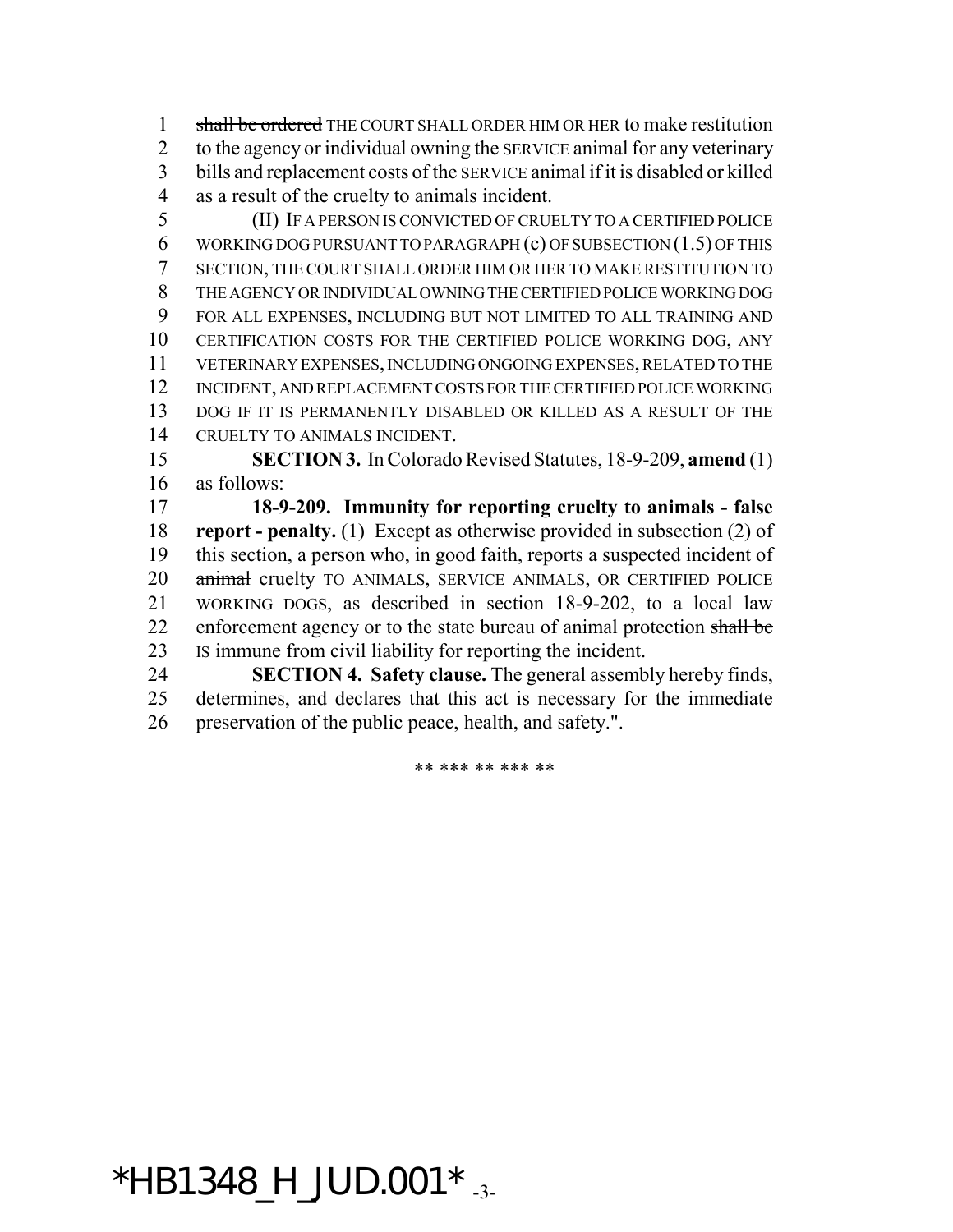1 ~~shall be ordered~~ THE COURT SHALL ORDER HIM OR HER to make restitution
2 to the agency or individual owning the SERVICE animal for any veterinary
3 bills and replacement costs of the SERVICE animal if it is disabled or killed
4 as a result of the cruelty to animals incident.

5 (II) IF A PERSON IS CONVICTED OF CRUELTY TO A CERTIFIED POLICE
6 WORKING DOG PURSUANT TO PARAGRAPH (c) OF SUBSECTION (1.5) OF THIS
7 SECTION, THE COURT SHALL ORDER HIM OR HER TO MAKE RESTITUTION TO
8 THE AGENCY OR INDIVIDUAL OWNING THE CERTIFIED POLICE WORKING DOG
9 FOR ALL EXPENSES, INCLUDING BUT NOT LIMITED TO ALL TRAINING AND
10 CERTIFICATION COSTS FOR THE CERTIFIED POLICE WORKING DOG, ANY
11 VETERINARY EXPENSES, INCLUDING ONGOING EXPENSES, RELATED TO THE
12 INCIDENT, AND REPLACEMENT COSTS FOR THE CERTIFIED POLICE WORKING
13 DOG IF IT IS PERMANENTLY DISABLED OR KILLED AS A RESULT OF THE
14 CRUELTY TO ANIMALS INCIDENT.

15 **SECTION 3.** In Colorado Revised Statutes, 18-9-209, **amend** (1)
16 as follows:

17 **18-9-209. Immunity for reporting cruelty to animals - false**
18 **report - penalty.** (1) Except as otherwise provided in subsection (2) of
19 this section, a person who, in good faith, reports a suspected incident of
20 ~~animal~~ cruelty TO ANIMALS, SERVICE ANIMALS, OR CERTIFIED POLICE
21 WORKING DOGS, as described in section 18-9-202, to a local law
22 enforcement agency or to the state bureau of animal protection ~~shall be~~
23 IS immune from civil liability for reporting the incident.

24 **SECTION 4. Safety clause.** The general assembly hereby finds,
25 determines, and declares that this act is necessary for the immediate
26 preservation of the public peace, health, and safety.".

** *** ** *** **

*HB1348_H_JUD.001*